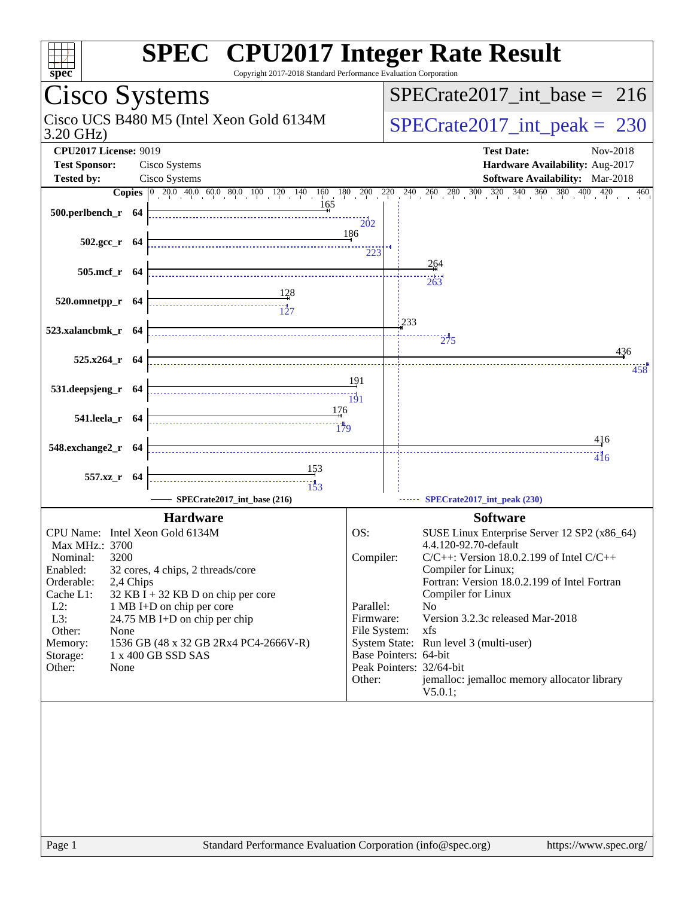# SPEC CPU2017 Integer Rate Result

Copyright 2017-2018 Standard Performance Evaluation Corporation

## Cisco Systems

Cisco UCS B480 M5 (Intel Xeon Gold 6134M 3.20 GHz)

SPECrate2017_int_base = 216

SPECrate2017_int_peak = 230

**CPU2017 License:** 9019
**Test Sponsor:** Cisco Systems
**Tested by:** Cisco Systems

**Test Date:** Nov-2018
**Hardware Availability:** Aug-2017
**Software Availability:** Mar-2018

| Benchmark | Copies | Base | Peak |
|---|---|---|---|
| 500.perlbench_r | 64 | 165 | 202 |
| 502.gcc_r | 64 | 186 | 223 |
| 505.mcf_r | 64 | 264 | 263 |
| 520.omnetpp_r | 64 | 128 | 127 |
| 523.xalancbmk_r | 64 | 233 | 275 |
| 525.x264_r | 64 | 436 | 458 |
| 531.deepsjeng_r | 64 | 191 | 191 |
| 541.leela_r | 64 | 176 | 179 |
| 548.exchange2_r | 64 | 416 | 416 |
| 557.xz_r | 64 | 153 | 153 |

SPECrate2017_int_base (216) — SPECrate2017_int_peak (230)

### Hardware

- **CPU Name:** Intel Xeon Gold 6134M
- **Max MHz.:** 3700
- **Nominal:** 3200
- **Enabled:** 32 cores, 4 chips, 2 threads/core
- **Orderable:** 2,4 Chips
- **Cache L1:** 32 KB I + 32 KB D on chip per core
- **L2:** 1 MB I+D on chip per core
- **L3:** 24.75 MB I+D on chip per chip
- **Other:** None
- **Memory:** 1536 GB (48 x 32 GB 2Rx4 PC4-2666V-R)
- **Storage:** 1 x 400 GB SSD SAS
- **Other:** None

### Software

- **OS:** SUSE Linux Enterprise Server 12 SP2 (x86_64) 4.4.120-92.70-default
- **Compiler:** C/C++: Version 18.0.2.199 of Intel C/C++ Compiler for Linux; Fortran: Version 18.0.2.199 of Intel Fortran Compiler for Linux
- **Parallel:** No
- **Firmware:** Version 3.2.3c released Mar-2018
- **File System:** xfs
- **System State:** Run level 3 (multi-user)
- **Base Pointers:** 64-bit
- **Peak Pointers:** 32/64-bit
- **Other:** jemalloc: jemalloc memory allocator library V5.0.1;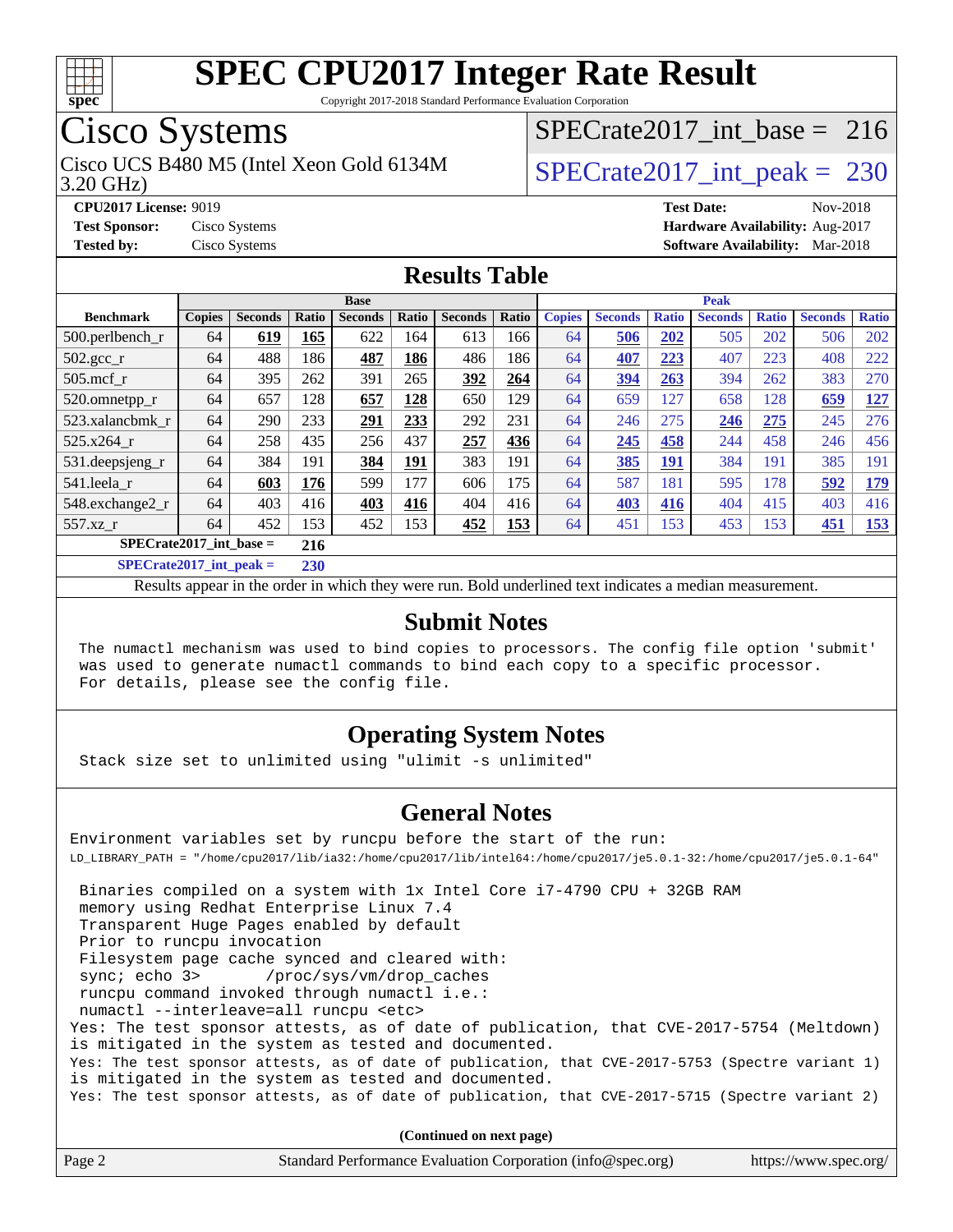# SPEC CPU2017 Integer Rate Result

Copyright 2017-2018 Standard Performance Evaluation Corporation

## Cisco Systems

Cisco UCS B480 M5 (Intel Xeon Gold 6134M 3.20 GHz)

SPECrate2017_int_base = 216

SPECrate2017_int_peak = 230

**CPU2017 License:** 9019
**Test Sponsor:** Cisco Systems
**Tested by:** Cisco Systems

**Test Date:** Nov-2018
**Hardware Availability:** Aug-2017
**Software Availability:** Mar-2018

## Results Table

| | Base | | | | | | | Peak | | | | | | |
|---|---|---|---|---|---|---|---|---|---|---|---|---|---|---|
| **Benchmark** | **Copies** | **Seconds** | **Ratio** | **Seconds** | **Ratio** | **Seconds** | **Ratio** | **Copies** | **Seconds** | **Ratio** | **Seconds** | **Ratio** | **Seconds** | **Ratio** |
| 500.perlbench_r | 64 | **619** | **165** | 622 | 164 | 613 | 166 | 64 | **506** | **202** | 505 | 202 | 506 | 202 |
| 502.gcc_r | 64 | 488 | 186 | **487** | **186** | 486 | 186 | 64 | **407** | **223** | 407 | 223 | 408 | 222 |
| 505.mcf_r | 64 | 395 | 262 | 391 | 265 | **392** | **264** | 64 | **394** | **263** | 394 | 262 | 383 | 270 |
| 520.omnetpp_r | 64 | 657 | 128 | **657** | **128** | 650 | 129 | 64 | 659 | 127 | 658 | 128 | **659** | **127** |
| 523.xalancbmk_r | 64 | 290 | 233 | **291** | **233** | 292 | 231 | 64 | 246 | 275 | **246** | **275** | 245 | 276 |
| 525.x264_r | 64 | 258 | 435 | 256 | 437 | **257** | **436** | 64 | **245** | **458** | 244 | 458 | 246 | 456 |
| 531.deepsjeng_r | 64 | 384 | 191 | **384** | **191** | 383 | 191 | 64 | **385** | **191** | 384 | 191 | 385 | 191 |
| 541.leela_r | 64 | **603** | **176** | 599 | 177 | 606 | 175 | 64 | 587 | 181 | 595 | 178 | **592** | **179** |
| 548.exchange2_r | 64 | 403 | 416 | **403** | **416** | 404 | 416 | 64 | **403** | **416** | 404 | 415 | 403 | 416 |
| 557.xz_r | 64 | 452 | 153 | 452 | 153 | **452** | **153** | 64 | 451 | 153 | 453 | 153 | **451** | **153** |

**SPECrate2017_int_base = 216**

**SPECrate2017_int_peak = 230**

Results appear in the order in which they were run. Bold underlined text indicates a median measurement.

## Submit Notes

```
The numactl mechanism was used to bind copies to processors. The config file option 'submit'
was used to generate numactl commands to bind each copy to a specific processor.
For details, please see the config file.
```

## Operating System Notes

```
Stack size set to unlimited using "ulimit -s unlimited"
```

## General Notes

```
Environment variables set by runcpu before the start of the run:
LD_LIBRARY_PATH = "/home/cpu2017/lib/ia32:/home/cpu2017/lib/intel64:/home/cpu2017/je5.0.1-32:/home/cpu2017/je5.0.1-64"

 Binaries compiled on a system with 1x Intel Core i7-4790 CPU + 32GB RAM
 memory using Redhat Enterprise Linux 7.4
 Transparent Huge Pages enabled by default
 Prior to runcpu invocation
 Filesystem page cache synced and cleared with:
 sync; echo 3>       /proc/sys/vm/drop_caches
 runcpu command invoked through numactl i.e.:
 numactl --interleave=all runcpu <etc>
Yes: The test sponsor attests, as of date of publication, that CVE-2017-5754 (Meltdown)
is mitigated in the system as tested and documented.
Yes: The test sponsor attests, as of date of publication, that CVE-2017-5753 (Spectre variant 1)
is mitigated in the system as tested and documented.
Yes: The test sponsor attests, as of date of publication, that CVE-2017-5715 (Spectre variant 2)
```

**(Continued on next page)**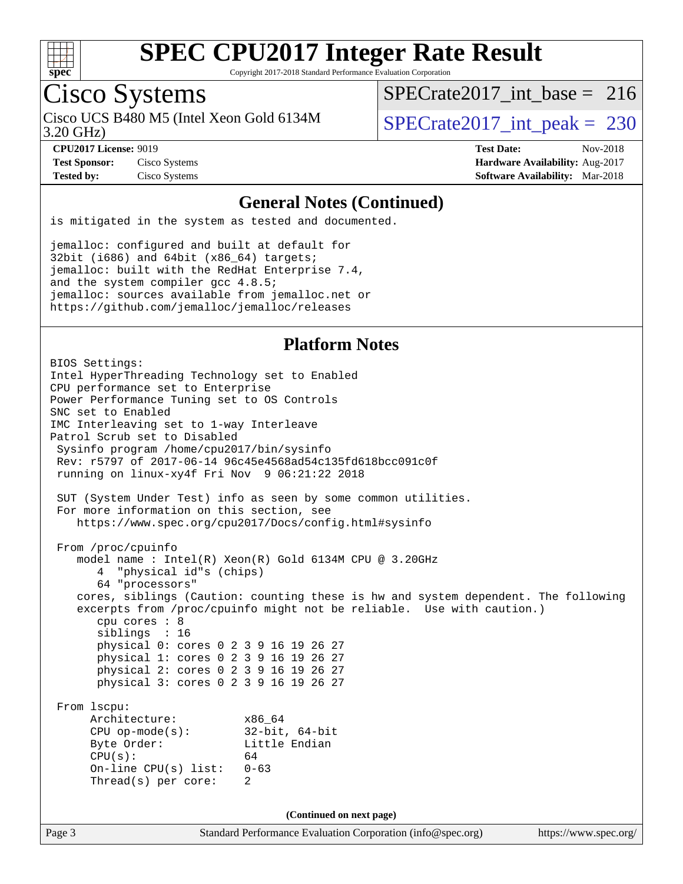# SPEC CPU2017 Integer Rate Result

Copyright 2017-2018 Standard Performance Evaluation Corporation

## Cisco Systems

Cisco UCS B480 M5 (Intel Xeon Gold 6134M 3.20 GHz)

SPECrate2017_int_base = 216

SPECrate2017_int_peak = 230

**CPU2017 License:** 9019
**Test Sponsor:** Cisco Systems
**Tested by:** Cisco Systems

**Test Date:** Nov-2018
**Hardware Availability:** Aug-2017
**Software Availability:** Mar-2018

### General Notes (Continued)

```
is mitigated in the system as tested and documented.

jemalloc: configured and built at default for
32bit (i686) and 64bit (x86_64) targets;
jemalloc: built with the RedHat Enterprise 7.4,
and the system compiler gcc 4.8.5;
jemalloc: sources available from jemalloc.net or
https://github.com/jemalloc/jemalloc/releases
```

### Platform Notes

```
BIOS Settings:
Intel HyperThreading Technology set to Enabled
CPU performance set to Enterprise
Power Performance Tuning set to OS Controls
SNC set to Enabled
IMC Interleaving set to 1-way Interleave
Patrol Scrub set to Disabled
 Sysinfo program /home/cpu2017/bin/sysinfo
 Rev: r5797 of 2017-06-14 96c45e4568ad54c135fd618bcc091c0f
 running on linux-xy4f Fri Nov  9 06:21:22 2018

 SUT (System Under Test) info as seen by some common utilities.
 For more information on this section, see
    https://www.spec.org/cpu2017/Docs/config.html#sysinfo

 From /proc/cpuinfo
    model name : Intel(R) Xeon(R) Gold 6134M CPU @ 3.20GHz
       4  "physical id"s (chips)
       64 "processors"
    cores, siblings (Caution: counting these is hw and system dependent. The following
    excerpts from /proc/cpuinfo might not be reliable.  Use with caution.)
       cpu cores : 8
       siblings  : 16
       physical 0: cores 0 2 3 9 16 19 26 27
       physical 1: cores 0 2 3 9 16 19 26 27
       physical 2: cores 0 2 3 9 16 19 26 27
       physical 3: cores 0 2 3 9 16 19 26 27

 From lscpu:
      Architecture:          x86_64
      CPU op-mode(s):        32-bit, 64-bit
      Byte Order:            Little Endian
      CPU(s):                64
      On-line CPU(s) list:   0-63
      Thread(s) per core:    2
```

(Continued on next page)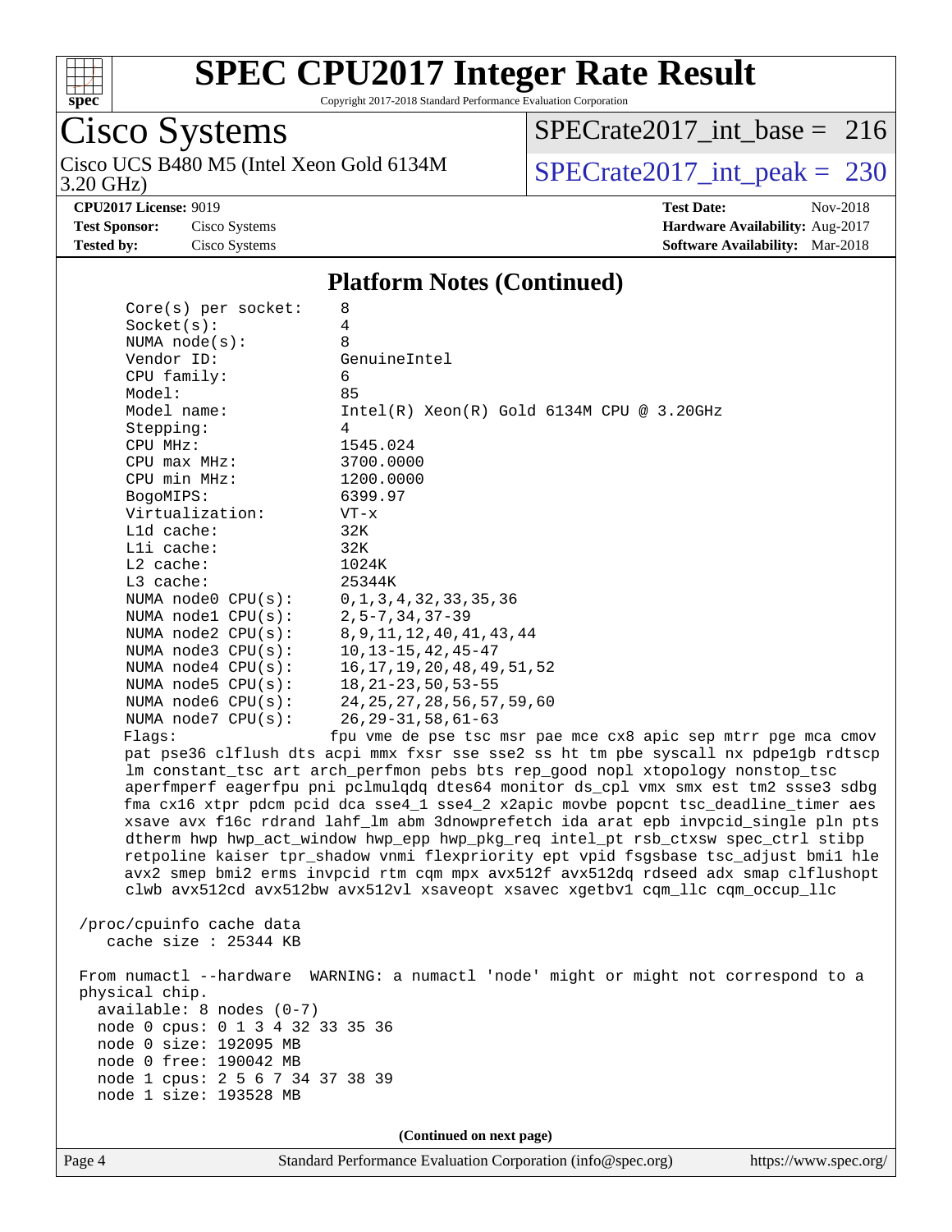# SPEC CPU2017 Integer Rate Result

Copyright 2017-2018 Standard Performance Evaluation Corporation

**Cisco Systems**

Cisco UCS B480 M5 (Intel Xeon Gold 6134M 3.20 GHz)

SPECrate2017_int_base = 216

SPECrate2017_int_peak = 230

**CPU2017 License:** 9019
**Test Sponsor:** Cisco Systems
**Tested by:** Cisco Systems

**Test Date:** Nov-2018
**Hardware Availability:** Aug-2017
**Software Availability:** Mar-2018

## Platform Notes (Continued)

```
    Core(s) per socket:    8
    Socket(s):             4
    NUMA node(s):          8
    Vendor ID:             GenuineIntel
    CPU family:            6
    Model:                 85
    Model name:            Intel(R) Xeon(R) Gold 6134M CPU @ 3.20GHz
    Stepping:              4
    CPU MHz:               1545.024
    CPU max MHz:           3700.0000
    CPU min MHz:           1200.0000
    BogoMIPS:              6399.97
    Virtualization:        VT-x
    L1d cache:             32K
    L1i cache:             32K
    L2 cache:              1024K
    L3 cache:              25344K
    NUMA node0 CPU(s):     0,1,3,4,32,33,35,36
    NUMA node1 CPU(s):     2,5-7,34,37-39
    NUMA node2 CPU(s):     8,9,11,12,40,41,43,44
    NUMA node3 CPU(s):     10,13-15,42,45-47
    NUMA node4 CPU(s):     16,17,19,20,48,49,51,52
    NUMA node5 CPU(s):     18,21-23,50,53-55
    NUMA node6 CPU(s):     24,25,27,28,56,57,59,60
    NUMA node7 CPU(s):     26,29-31,58,61-63
    Flags:                fpu vme de pse tsc msr pae mce cx8 apic sep mtrr pge mca cmov
    pat pse36 clflush dts acpi mmx fxsr sse sse2 ss ht tm pbe syscall nx pdpe1gb rdtscp
    lm constant_tsc art arch_perfmon pebs bts rep_good nopl xtopology nonstop_tsc
    aperfmperf eagerfpu pni pclmulqdq dtes64 monitor ds_cpl vmx smx est tm2 ssse3 sdbg
    fma cx16 xtpr pdcm pcid dca sse4_1 sse4_2 x2apic movbe popcnt tsc_deadline_timer aes
    xsave avx f16c rdrand lahf_lm abm 3dnowprefetch ida arat epb invpcid_single pln pts
    dtherm hwp hwp_act_window hwp_epp hwp_pkg_req intel_pt rsb_ctxsw spec_ctrl stibp
    retpoline kaiser tpr_shadow vnmi flexpriority ept vpid fsgsbase tsc_adjust bmi1 hle
    avx2 smep bmi2 erms invpcid rtm cqm mpx avx512f avx512dq rdseed adx smap clflushopt
    clwb avx512cd avx512bw avx512vl xsaveopt xsavec xgetbv1 cqm_llc cqm_occup_llc

 /proc/cpuinfo cache data
    cache size : 25344 KB

 From numactl --hardware  WARNING: a numactl 'node' might or might not correspond to a
 physical chip.
   available: 8 nodes (0-7)
   node 0 cpus: 0 1 3 4 32 33 35 36
   node 0 size: 192095 MB
   node 0 free: 190042 MB
   node 1 cpus: 2 5 6 7 34 37 38 39
   node 1 size: 193528 MB
```

(Continued on next page)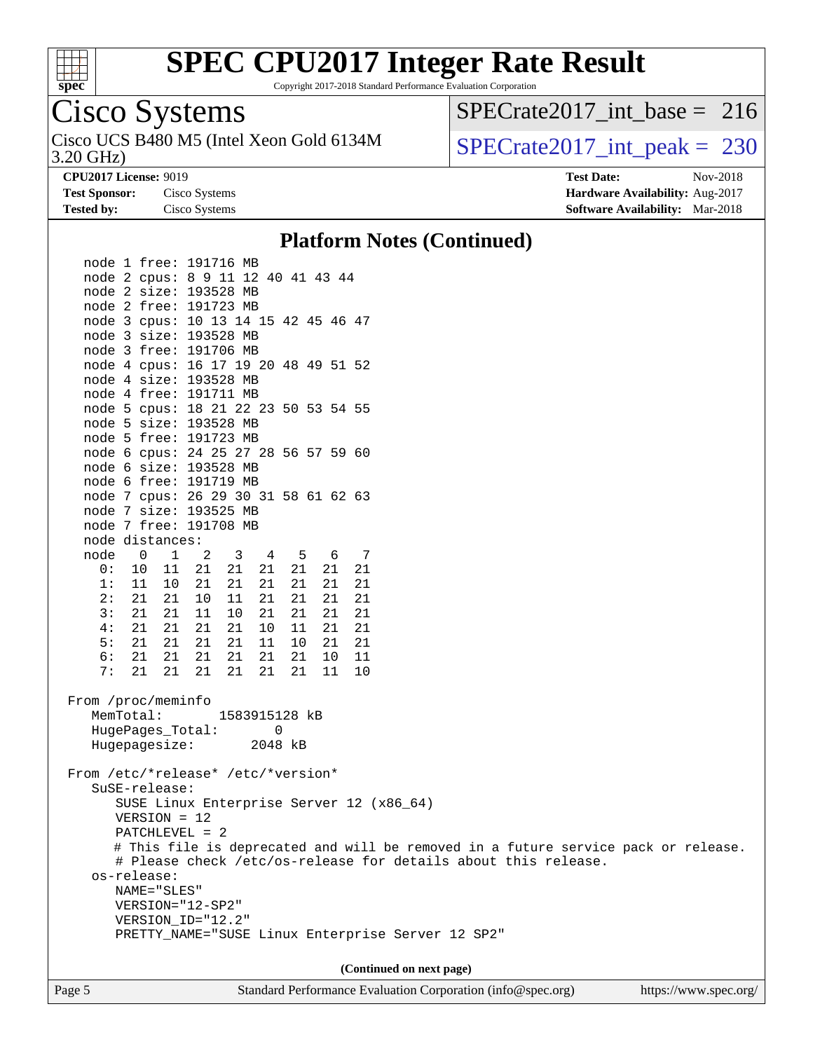# SPEC CPU2017 Integer Rate Result

Copyright 2017-2018 Standard Performance Evaluation Corporation

## Cisco Systems

Cisco UCS B480 M5 (Intel Xeon Gold 6134M 3.20 GHz)

SPECrate2017_int_base = 216

SPECrate2017_int_peak = 230

**CPU2017 License:** 9019
**Test Sponsor:** Cisco Systems
**Tested by:** Cisco Systems

**Test Date:** Nov-2018
**Hardware Availability:** Aug-2017
**Software Availability:** Mar-2018

### Platform Notes (Continued)

```
node 1 free: 191716 MB
node 2 cpus: 8 9 11 12 40 41 43 44
node 2 size: 193528 MB
node 2 free: 191723 MB
node 3 cpus: 10 13 14 15 42 45 46 47
node 3 size: 193528 MB
node 3 free: 191706 MB
node 4 cpus: 16 17 19 20 48 49 51 52
node 4 size: 193528 MB
node 4 free: 191711 MB
node 5 cpus: 18 21 22 23 50 53 54 55
node 5 size: 193528 MB
node 5 free: 191723 MB
node 6 cpus: 24 25 27 28 56 57 59 60
node 6 size: 193528 MB
node 6 free: 191719 MB
node 7 cpus: 26 29 30 31 58 61 62 63
node 7 size: 193525 MB
node 7 free: 191708 MB
node distances:
node   0   1   2   3   4   5   6   7
  0:  10  11  21  21  21  21  21  21
  1:  11  10  21  21  21  21  21  21
  2:  21  21  10  11  21  21  21  21
  3:  21  21  11  10  21  21  21  21
  4:  21  21  21  21  10  11  21  21
  5:  21  21  21  21  11  10  21  21
  6:  21  21  21  21  21  21  10  11
  7:  21  21  21  21  21  21  11  10

From /proc/meminfo
   MemTotal:       1583915128 kB
   HugePages_Total:       0
   Hugepagesize:       2048 kB

From /etc/*release* /etc/*version*
   SuSE-release:
      SUSE Linux Enterprise Server 12 (x86_64)
      VERSION = 12
      PATCHLEVEL = 2
      # This file is deprecated and will be removed in a future service pack or release.
      # Please check /etc/os-release for details about this release.
   os-release:
      NAME="SLES"
      VERSION="12-SP2"
      VERSION_ID="12.2"
      PRETTY_NAME="SUSE Linux Enterprise Server 12 SP2"
```

(Continued on next page)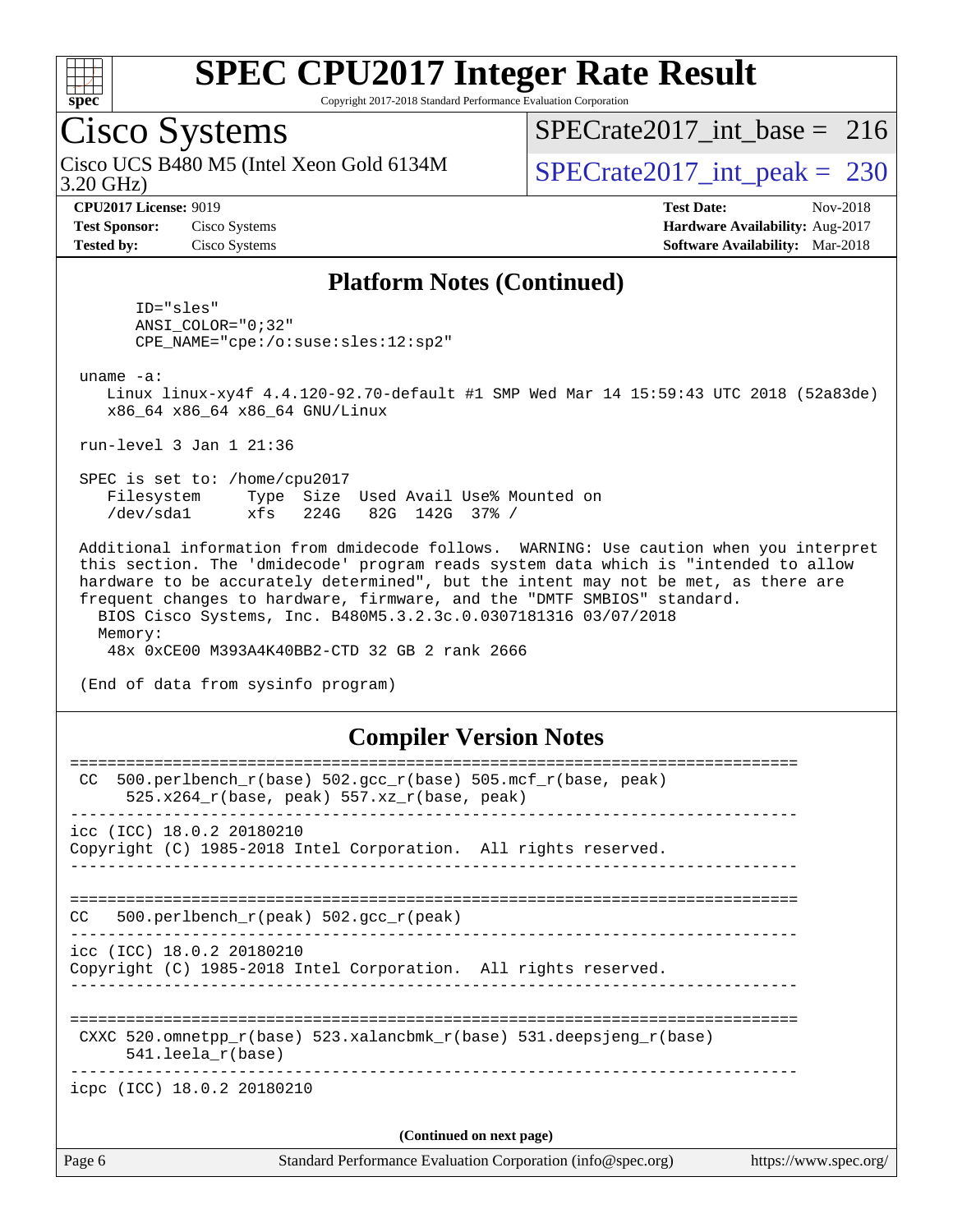### Platform Notes (Continued)

```
      ID="sles"
      ANSI_COLOR="0;32"
      CPE_NAME="cpe:/o:suse:sles:12:sp2"

 uname -a:
    Linux linux-xy4f 4.4.120-92.70-default #1 SMP Wed Mar 14 15:59:43 UTC 2018 (52a83de)
    x86_64 x86_64 x86_64 GNU/Linux

 run-level 3 Jan 1 21:36

 SPEC is set to: /home/cpu2017
    Filesystem     Type  Size  Used Avail Use% Mounted on
    /dev/sda1      xfs   224G   82G  142G  37% /

 Additional information from dmidecode follows.  WARNING: Use caution when you interpret
 this section. The 'dmidecode' program reads system data which is "intended to allow
 hardware to be accurately determined", but the intent may not be met, as there are
 frequent changes to hardware, firmware, and the "DMTF SMBIOS" standard.
   BIOS Cisco Systems, Inc. B480M5.3.2.3c.0.0307181316 03/07/2018
   Memory:
    48x 0xCE00 M393A4K40BB2-CTD 32 GB 2 rank 2666

 (End of data from sysinfo program)
```

### Compiler Version Notes

```
==============================================================================
 CC  500.perlbench_r(base) 502.gcc_r(base) 505.mcf_r(base, peak)
      525.x264_r(base, peak) 557.xz_r(base, peak)
------------------------------------------------------------------------------
icc (ICC) 18.0.2 20180210
Copyright (C) 1985-2018 Intel Corporation.  All rights reserved.
------------------------------------------------------------------------------

==============================================================================
CC   500.perlbench_r(peak) 502.gcc_r(peak)
------------------------------------------------------------------------------
icc (ICC) 18.0.2 20180210
Copyright (C) 1985-2018 Intel Corporation.  All rights reserved.
------------------------------------------------------------------------------

==============================================================================
 CXXC 520.omnetpp_r(base) 523.xalancbmk_r(base) 531.deepsjeng_r(base)
      541.leela_r(base)
------------------------------------------------------------------------------
icpc (ICC) 18.0.2 20180210
```

(Continued on next page)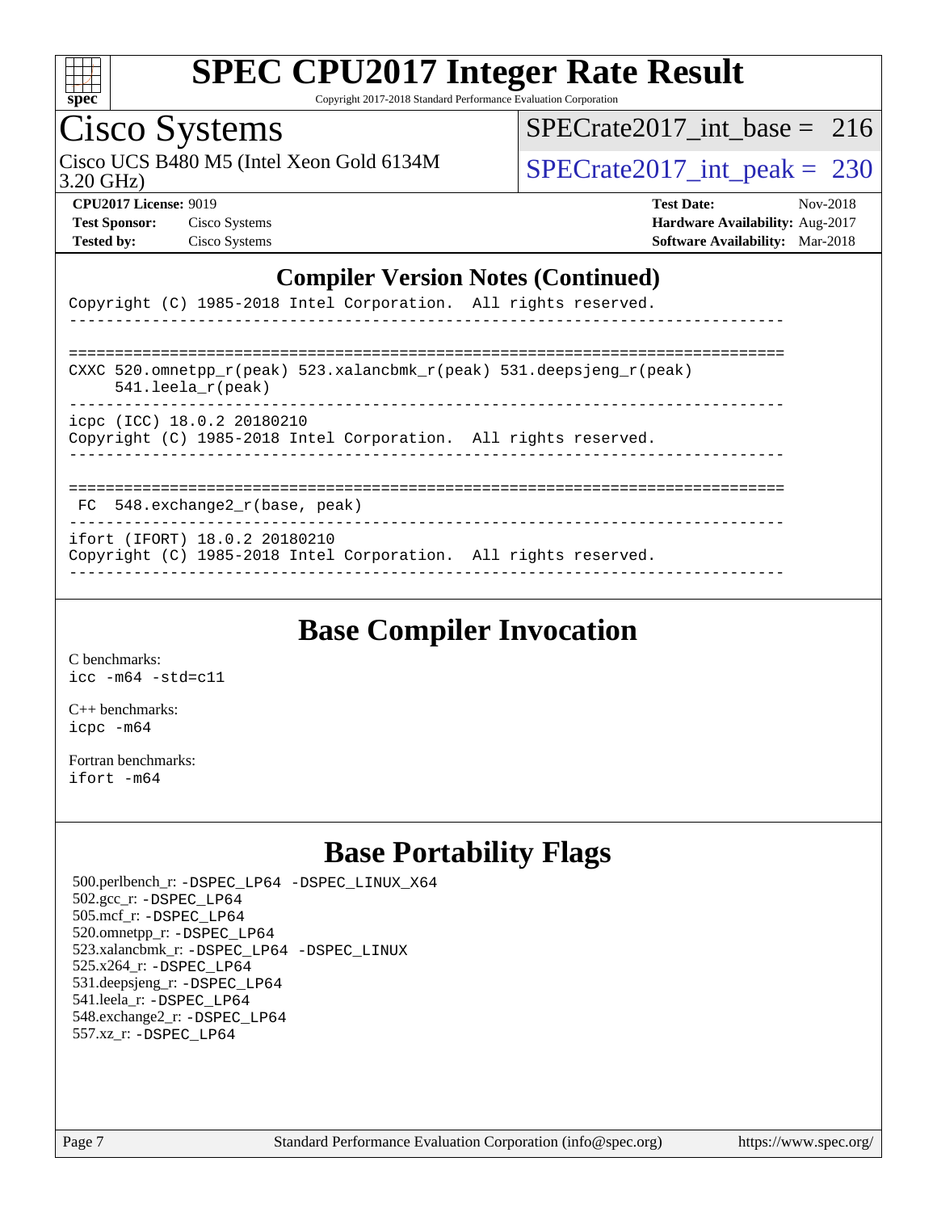## Compiler Version Notes (Continued)

```
Copyright (C) 1985-2018 Intel Corporation.  All rights reserved.
------------------------------------------------------------------------------

==============================================================================
CXXC 520.omnetpp_r(peak) 523.xalancbmk_r(peak) 531.deepsjeng_r(peak)
     541.leela_r(peak)
------------------------------------------------------------------------------
icpc (ICC) 18.0.2 20180210
Copyright (C) 1985-2018 Intel Corporation.  All rights reserved.
------------------------------------------------------------------------------

==============================================================================
 FC  548.exchange2_r(base, peak)
------------------------------------------------------------------------------
ifort (IFORT) 18.0.2 20180210
Copyright (C) 1985-2018 Intel Corporation.  All rights reserved.
------------------------------------------------------------------------------
```

## Base Compiler Invocation

C benchmarks:
`icc -m64 -std=c11`

C++ benchmarks:
`icpc -m64`

Fortran benchmarks:
`ifort -m64`

## Base Portability Flags

500.perlbench_r: -DSPEC_LP64 -DSPEC_LINUX_X64
502.gcc_r: -DSPEC_LP64
505.mcf_r: -DSPEC_LP64
520.omnetpp_r: -DSPEC_LP64
523.xalancbmk_r: -DSPEC_LP64 -DSPEC_LINUX
525.x264_r: -DSPEC_LP64
531.deepsjeng_r: -DSPEC_LP64
541.leela_r: -DSPEC_LP64
548.exchange2_r: -DSPEC_LP64
557.xz_r: -DSPEC_LP64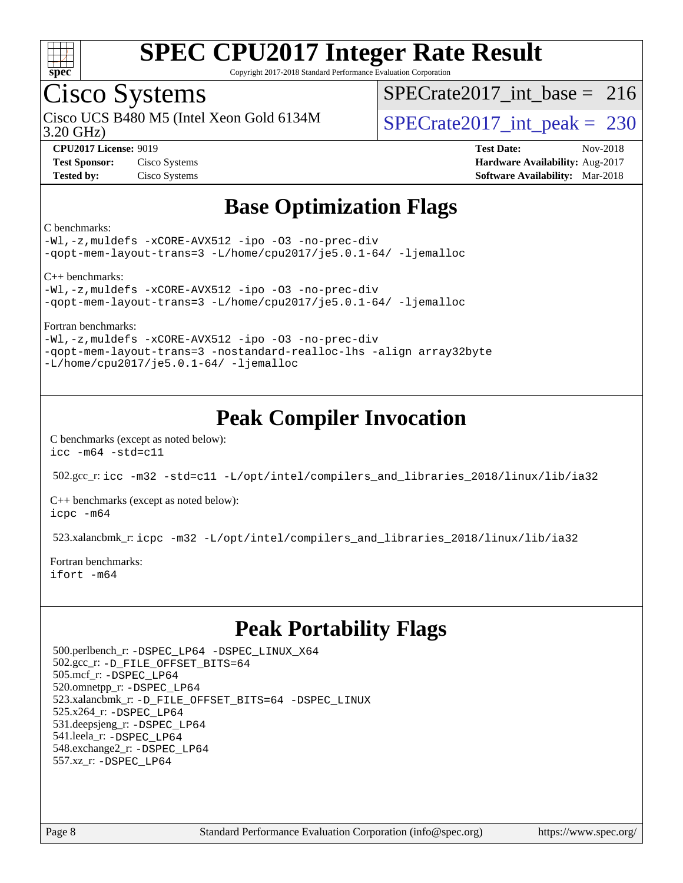# SPEC CPU2017 Integer Rate Result

Copyright 2017-2018 Standard Performance Evaluation Corporation

## Cisco Systems

Cisco UCS B480 M5 (Intel Xeon Gold 6134M 3.20 GHz)

SPECrate2017_int_base = 216

SPECrate2017_int_peak = 230

**CPU2017 License:** 9019
**Test Sponsor:** Cisco Systems
**Tested by:** Cisco Systems

**Test Date:** Nov-2018
**Hardware Availability:** Aug-2017
**Software Availability:** Mar-2018

# Base Optimization Flags

C benchmarks:

```
-Wl,-z,muldefs -xCORE-AVX512 -ipo -O3 -no-prec-div
-qopt-mem-layout-trans=3 -L/home/cpu2017/je5.0.1-64/ -ljemalloc
```

C++ benchmarks:

```
-Wl,-z,muldefs -xCORE-AVX512 -ipo -O3 -no-prec-div
-qopt-mem-layout-trans=3 -L/home/cpu2017/je5.0.1-64/ -ljemalloc
```

Fortran benchmarks:

```
-Wl,-z,muldefs -xCORE-AVX512 -ipo -O3 -no-prec-div
-qopt-mem-layout-trans=3 -nostandard-realloc-lhs -align array32byte
-L/home/cpu2017/je5.0.1-64/ -ljemalloc
```

# Peak Compiler Invocation

C benchmarks (except as noted below):

```
icc -m64 -std=c11
```

502.gcc_r: `icc -m32 -std=c11 -L/opt/intel/compilers_and_libraries_2018/linux/lib/ia32`

C++ benchmarks (except as noted below):

```
icpc -m64
```

523.xalancbmk_r: `icpc -m32 -L/opt/intel/compilers_and_libraries_2018/linux/lib/ia32`

Fortran benchmarks:

```
ifort -m64
```

# Peak Portability Flags

500.perlbench_r: -DSPEC_LP64 -DSPEC_LINUX_X64
502.gcc_r: -D_FILE_OFFSET_BITS=64
505.mcf_r: -DSPEC_LP64
520.omnetpp_r: -DSPEC_LP64
523.xalancbmk_r: -D_FILE_OFFSET_BITS=64 -DSPEC_LINUX
525.x264_r: -DSPEC_LP64
531.deepsjeng_r: -DSPEC_LP64
541.leela_r: -DSPEC_LP64
548.exchange2_r: -DSPEC_LP64
557.xz_r: -DSPEC_LP64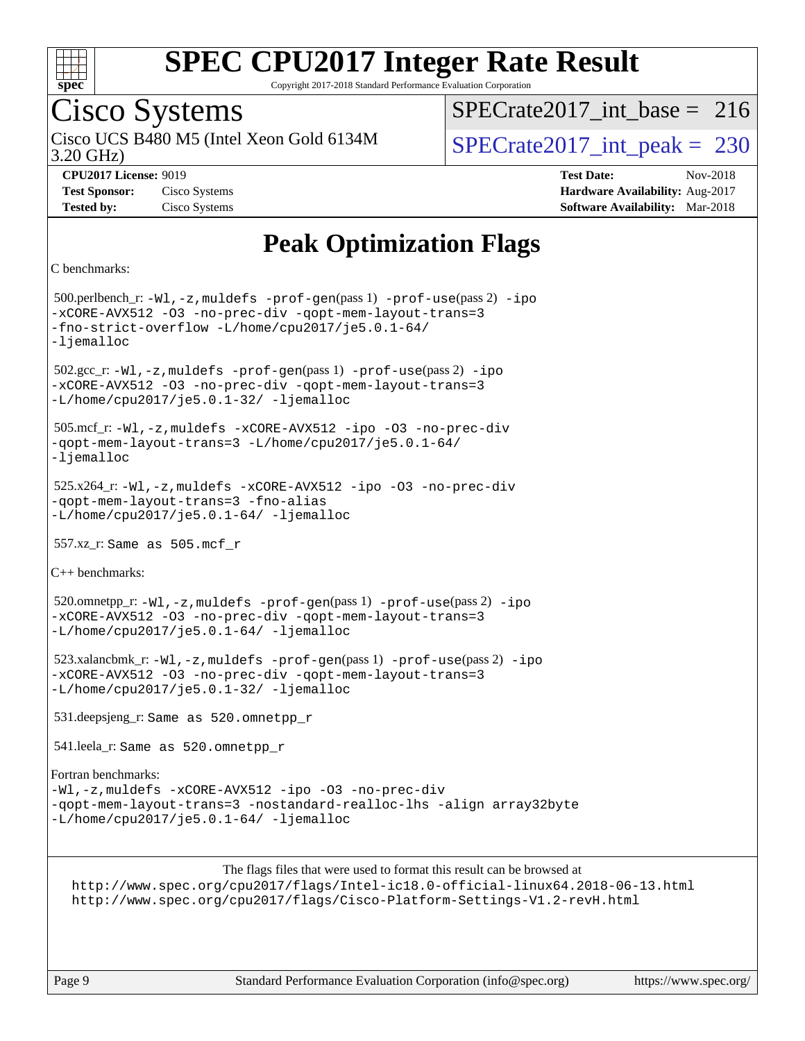# Peak Optimization Flags

C benchmarks:

500.perlbench_r: `-Wl,-z,muldefs -prof-gen`(pass 1) `-prof-use`(pass 2) `-ipo -xCORE-AVX512 -O3 -no-prec-div -qopt-mem-layout-trans=3 -fno-strict-overflow -L/home/cpu2017/je5.0.1-64/ -ljemalloc`

502.gcc_r: `-Wl,-z,muldefs -prof-gen`(pass 1) `-prof-use`(pass 2) `-ipo -xCORE-AVX512 -O3 -no-prec-div -qopt-mem-layout-trans=3 -L/home/cpu2017/je5.0.1-32/ -ljemalloc`

505.mcf_r: `-Wl,-z,muldefs -xCORE-AVX512 -ipo -O3 -no-prec-div -qopt-mem-layout-trans=3 -L/home/cpu2017/je5.0.1-64/ -ljemalloc`

525.x264_r: `-Wl,-z,muldefs -xCORE-AVX512 -ipo -O3 -no-prec-div -qopt-mem-layout-trans=3 -fno-alias -L/home/cpu2017/je5.0.1-64/ -ljemalloc`

557.xz_r: Same as 505.mcf_r

C++ benchmarks:

520.omnetpp_r: `-Wl,-z,muldefs -prof-gen`(pass 1) `-prof-use`(pass 2) `-ipo -xCORE-AVX512 -O3 -no-prec-div -qopt-mem-layout-trans=3 -L/home/cpu2017/je5.0.1-64/ -ljemalloc`

523.xalancbmk_r: `-Wl,-z,muldefs -prof-gen`(pass 1) `-prof-use`(pass 2) `-ipo -xCORE-AVX512 -O3 -no-prec-div -qopt-mem-layout-trans=3 -L/home/cpu2017/je5.0.1-32/ -ljemalloc`

531.deepsjeng_r: Same as 520.omnetpp_r

541.leela_r: Same as 520.omnetpp_r

Fortran benchmarks:

`-Wl,-z,muldefs -xCORE-AVX512 -ipo -O3 -no-prec-div -qopt-mem-layout-trans=3 -nostandard-realloc-lhs -align array32byte -L/home/cpu2017/je5.0.1-64/ -ljemalloc`

The flags files that were used to format this result can be browsed at
http://www.spec.org/cpu2017/flags/Intel-ic18.0-official-linux64.2018-06-13.html
http://www.spec.org/cpu2017/flags/Cisco-Platform-Settings-V1.2-revH.html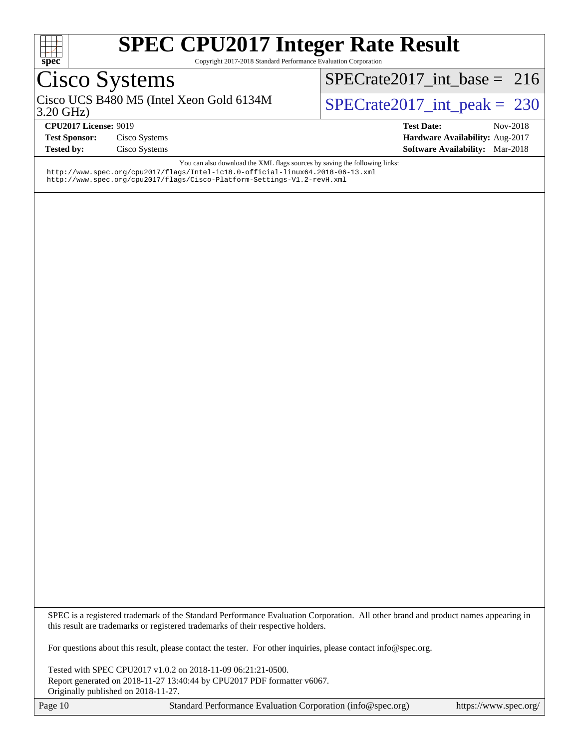You can also download the XML flags sources by saving the following links:
http://www.spec.org/cpu2017/flags/Intel-ic18.0-official-linux64.2018-06-13.xml
http://www.spec.org/cpu2017/flags/Cisco-Platform-Settings-V1.2-revH.xml

SPEC is a registered trademark of the Standard Performance Evaluation Corporation. All other brand and product names appearing in this result are trademarks or registered trademarks of their respective holders.

For questions about this result, please contact the tester. For other inquiries, please contact info@spec.org.

Tested with SPEC CPU2017 v1.0.2 on 2018-11-09 06:21:21-0500.
Report generated on 2018-11-27 13:40:44 by CPU2017 PDF formatter v6067.
Originally published on 2018-11-27.